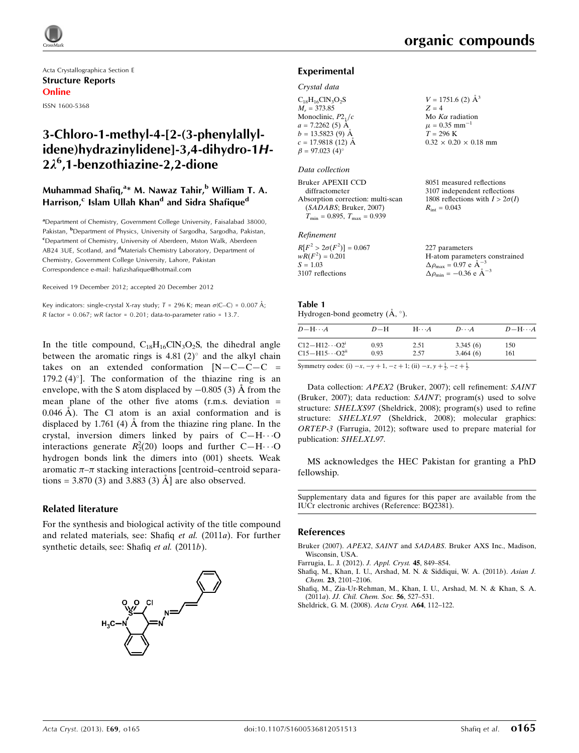Acta Crystallographica Section E

**Structure Reports Online**

ISSN 1600-5368

# 3-Chloro-1-methyl-4-[2-(3-phenylallylidene)hydrazinylidene]-3,4-dihydro-1*H*-2$\lambda^6$,1-benzothiazine-2,2-dione

**Muhammad Shafiq,[a]* M. Nawaz Tahir,[b] William T. A. Harrison,[c] Islam Ullah Khan[d] and Sidra Shafique[d]**

[a]Department of Chemistry, Government College University, Faisalabad 38000, Pakistan, [b]Department of Physics, University of Sargodha, Sargodha, Pakistan, [c]Department of Chemistry, University of Aberdeen, Mston Walk, Aberdeen AB24 3UE, Scotland, and [d]Materials Chemistry Laboratory, Department of Chemistry, Government College University, Lahore, Pakistan

Correspondence e-mail: hafizshafique@hotmail.com

Received 19 December 2012; accepted 20 December 2012

Key indicators: single-crystal X-ray study; *T* = 296 K; mean $\sigma$(C–C) = 0.007 Å; *R* factor = 0.067; *wR* factor = 0.201; data-to-parameter ratio = 13.7.

In the title compound, $C_{18}H_{16}ClN_3O_2S$, the dihedral angle between the aromatic rings is 4.81 (2)° and the alkyl chain takes on an extended conformation [N—C—C—C = 179.2 (4)°]. The conformation of the thiazine ring is an envelope, with the S atom displaced by −0.805 (3) Å from the mean plane of the other five atoms (r.m.s. deviation = 0.046 Å). The Cl atom is an axial conformation and is displaced by 1.761 (4) Å from the thiazine ring plane. In the crystal, inversion dimers linked by pairs of C—H⋯O interactions generate $R_2^2(20)$ loops and further C—H⋯O hydrogen bonds link the dimers into (001) sheets. Weak aromatic $\pi$–$\pi$ stacking interactions [centroid–centroid separations = 3.870 (3) and 3.883 (3) Å] are also observed.

## Related literature

For the synthesis and biological activity of the title compound and related materials, see: Shafiq *et al.* (2011*a*). For further synthetic details, see: Shafiq *et al.* (2011*b*).

## Experimental

### *Crystal data*

$C_{18}H_{16}ClN_3O_2S$
$M_r$ = 373.85
Monoclinic, $P2_1/c$
*a* = 7.2262 (5) Å
*b* = 13.5823 (9) Å
*c* = 17.9818 (12) Å
$\beta$ = 97.023 (4)°
*V* = 1751.6 (2) Å$^3$
*Z* = 4
Mo *K*$\alpha$ radiation
$\mu$ = 0.35 mm$^{-1}$
*T* = 296 K
0.32 × 0.20 × 0.18 mm

### *Data collection*

Bruker APEXII CCD diffractometer
Absorption correction: multi-scan (*SADABS*; Bruker, 2007)
$T_{min}$ = 0.895, $T_{max}$ = 0.939
8051 measured reflections
3107 independent reflections
1808 reflections with $I > 2\sigma(I)$
$R_{int}$ = 0.043

### *Refinement*

$R[F^2 > 2\sigma(F^2)]$ = 0.067
$wR(F^2)$ = 0.201
*S* = 1.03
3107 reflections
227 parameters
H-atom parameters constrained
$\Delta\rho_{max}$ = 0.97 e Å$^{-3}$
$\Delta\rho_{min}$ = −0.36 e Å$^{-3}$

**Table 1**
Hydrogen-bond geometry (Å, °).

| *D*—H⋯*A* | *D*—H | H⋯*A* | *D*⋯*A* | *D*—H⋯*A* |
|---|---|---|---|---|
| C12—H12⋯O2$^{i}$ | 0.93 | 2.51 | 3.345 (6) | 150 |
| C15—H15⋯O2$^{ii}$ | 0.93 | 2.57 | 3.464 (6) | 161 |

Symmetry codes: (i) $-x, -y+1, -z+1$; (ii) $-x, y+\frac{1}{2}, -z+\frac{1}{2}$.

Data collection: *APEX2* (Bruker, 2007); cell refinement: *SAINT* (Bruker, 2007); data reduction: *SAINT*; program(s) used to solve structure: *SHELXS97* (Sheldrick, 2008); program(s) used to refine structure: *SHELXL97* (Sheldrick, 2008); molecular graphics: *ORTEP-3* (Farrugia, 2012); software used to prepare material for publication: *SHELXL97*.

MS acknowledges the HEC Pakistan for granting a PhD fellowship.

Supplementary data and figures for this paper are available from the IUCr electronic archives (Reference: BQ2381).

## References

Bruker (2007). *APEX2*, *SAINT* and *SADABS*. Bruker AXS Inc., Madison, Wisconsin, USA.
Farrugia, L. J. (2012). *J. Appl. Cryst.* **45**, 849–854.
Shafiq, M., Khan, I. U., Arshad, M. N. & Siddiqui, W. A. (2011*b*). *Asian J. Chem.* **23**, 2101–2106.
Shafiq, M., Zia-Ur-Rehman, M., Khan, I. U., Arshad, M. N. & Khan, S. A. (2011*a*). *JJ. Chil. Chem. Soc.* **56**, 527–531.
Sheldrick, G. M. (2008). *Acta Cryst.* A**64**, 112–122.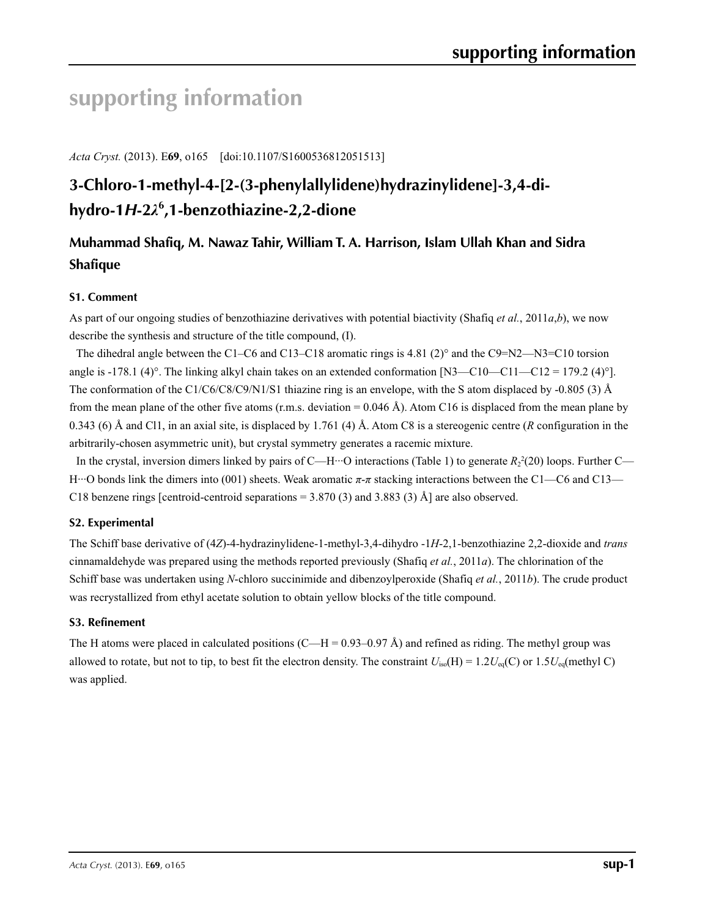# supporting information

*Acta Cryst.* (2013). E**69**, o165 [doi:10.1107/S1600536812051513]

## 3-Chloro-1-methyl-4-[2-(3-phenylallylidene)hydrazinylidene]-3,4-dihydro-1*H*-2$\lambda^6$,1-benzothiazine-2,2-dione

### Muhammad Shafiq, M. Nawaz Tahir, William T. A. Harrison, Islam Ullah Khan and Sidra Shafique

### S1. Comment

As part of our ongoing studies of benzothiazine derivatives with potential biactivity (Shafiq *et al.*, 2011*a*,*b*), we now describe the synthesis and structure of the title compound, (I).

The dihedral angle between the C1–C6 and C13–C18 aromatic rings is 4.81 (2)° and the C9=N2—N3=C10 torsion angle is -178.1 (4)°. The linking alkyl chain takes on an extended conformation [N3—C10—C11—C12 = 179.2 (4)°]. The conformation of the C1/C6/C8/C9/N1/S1 thiazine ring is an envelope, with the S atom displaced by -0.805 (3) Å from the mean plane of the other five atoms (r.m.s. deviation = 0.046 Å). Atom C16 is displaced from the mean plane by 0.343 (6) Å and Cl1, in an axial site, is displaced by 1.761 (4) Å. Atom C8 is a stereogenic centre (*R* configuration in the arbitrarily-chosen asymmetric unit), but crystal symmetry generates a racemic mixture.

In the crystal, inversion dimers linked by pairs of C—H···O interactions (Table 1) to generate $R_2^2(20)$ loops. Further C—H···O bonds link the dimers into (001) sheets. Weak aromatic *π*-*π* stacking interactions between the C1—C6 and C13—C18 benzene rings [centroid-centroid separations = 3.870 (3) and 3.883 (3) Å] are also observed.

### S2. Experimental

The Schiff base derivative of (4*Z*)-4-hydrazinylidene-1-methyl-3,4-dihydro -1*H*-2,1-benzothiazine 2,2-dioxide and *trans* cinnamaldehyde was prepared using the methods reported previously (Shafiq *et al.*, 2011*a*). The chlorination of the Schiff base was undertaken using *N*-chloro succinimide and dibenzoylperoxide (Shafiq *et al.*, 2011*b*). The crude product was recrystallized from ethyl acetate solution to obtain yellow blocks of the title compound.

### S3. Refinement

The H atoms were placed in calculated positions (C—H = 0.93–0.97 Å) and refined as riding. The methyl group was allowed to rotate, but not to tip, to best fit the electron density. The constraint $U_{iso}$(H) = 1.2$U_{eq}$(C) or 1.5$U_{eq}$(methyl C) was applied.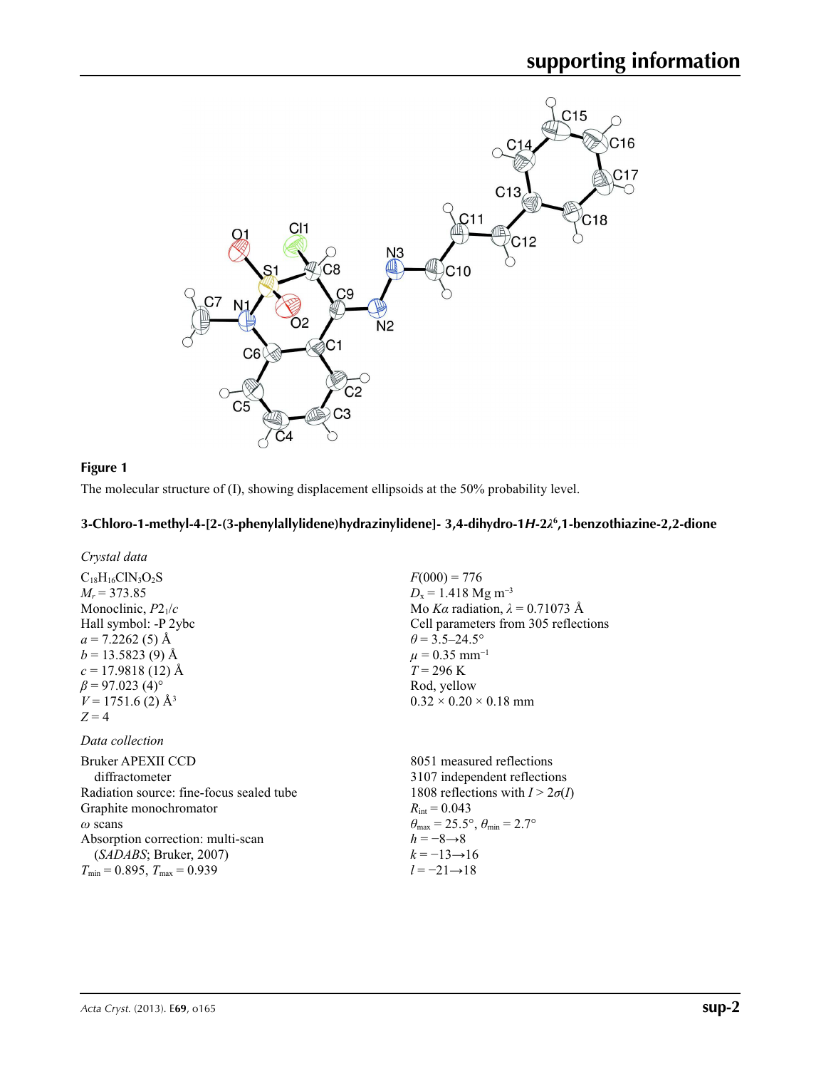**Figure 1**

The molecular structure of (I), showing displacement ellipsoids at the 50% probability level.

### 3-Chloro-1-methyl-4-[2-(3-phenylallylidene)hydrazinylidene]- 3,4-dihydro-1*H*-2$\lambda^6$,1-benzothiazine-2,2-dione

*Crystal data*

$C_{18}H_{16}ClN_3O_2S$
$M_r = 373.85$
Monoclinic, $P2_1/c$
Hall symbol: -P 2ybc
$a = 7.2262$ (5) Å
$b = 13.5823$ (9) Å
$c = 17.9818$ (12) Å
$\beta = 97.023$ (4)°
$V = 1751.6$ (2) Å$^3$
$Z = 4$
$F(000) = 776$
$D_x = 1.418$ Mg m$^{-3}$
Mo $K\alpha$ radiation, $\lambda = 0.71073$ Å
Cell parameters from 305 reflections
$\theta = 3.5$–24.5°
$\mu = 0.35$ mm$^{-1}$
$T = 296$ K
Rod, yellow
0.32 × 0.20 × 0.18 mm

*Data collection*

Bruker APEXII CCD diffractometer
Radiation source: fine-focus sealed tube
Graphite monochromator
$\omega$ scans
Absorption correction: multi-scan (*SADABS*; Bruker, 2007)
$T_{min} = 0.895$, $T_{max} = 0.939$
8051 measured reflections
3107 independent reflections
1808 reflections with $I > 2\sigma(I)$
$R_{int} = 0.043$
$\theta_{max} = 25.5°$, $\theta_{min} = 2.7°$
$h = -8 \rightarrow 8$
$k = -13 \rightarrow 16$
$l = -21 \rightarrow 18$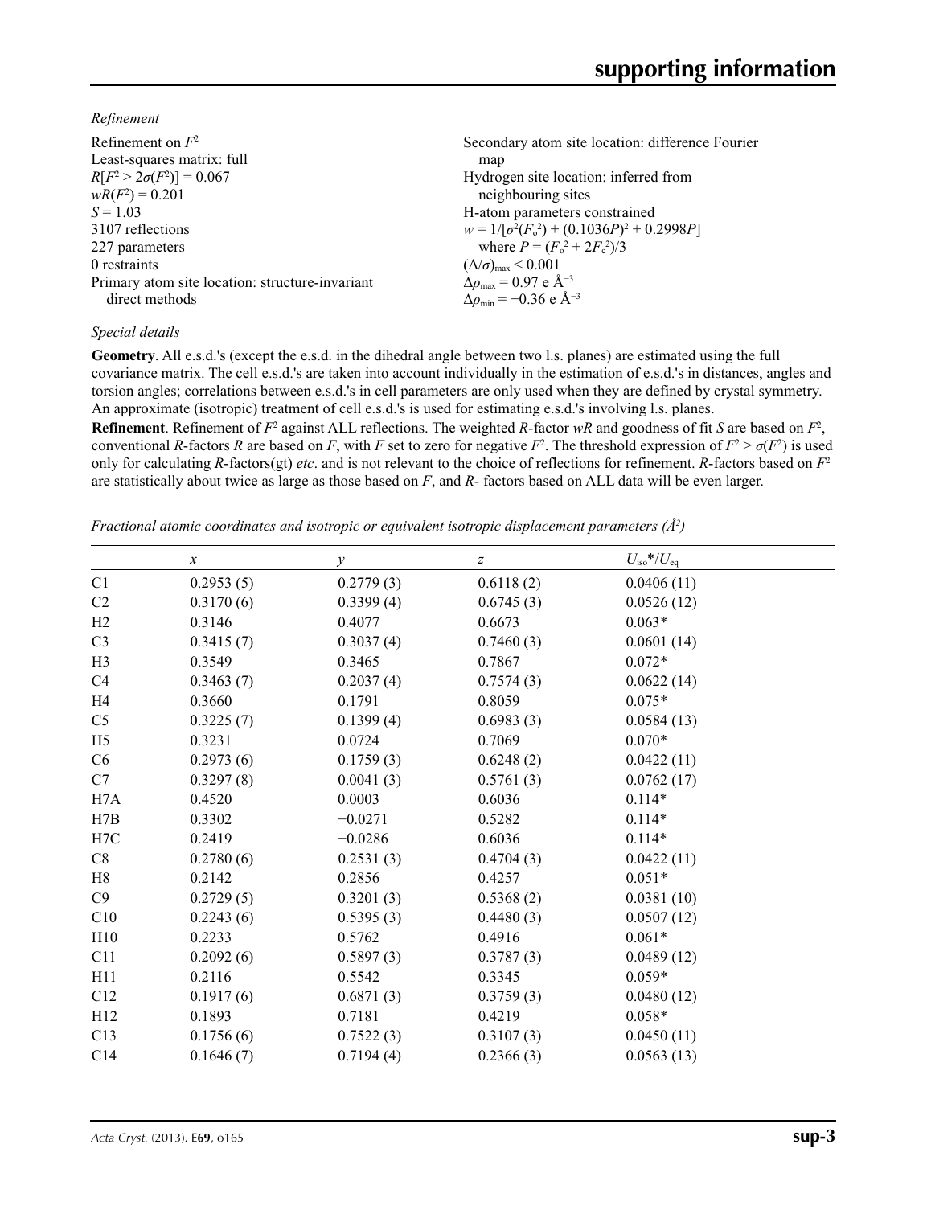*Refinement*

Refinement on $F^2$
Least-squares matrix: full
$R[F^2 > 2\sigma(F^2)] = 0.067$
$wR(F^2) = 0.201$
$S = 1.03$
3107 reflections
227 parameters
0 restraints
Primary atom site location: structure-invariant direct methods
Secondary atom site location: difference Fourier map
Hydrogen site location: inferred from neighbouring sites
H-atom parameters constrained
$w = 1/[\sigma^2(F_o^2) + (0.1036P)^2 + 0.2998P]$ where $P = (F_o^2 + 2F_c^2)/3$
$(\Delta/\sigma)_{max} < 0.001$
$\Delta\rho_{max} = 0.97$ e Å$^{-3}$
$\Delta\rho_{min} = -0.36$ e Å$^{-3}$

*Special details*

**Geometry**. All e.s.d.'s (except the e.s.d. in the dihedral angle between two l.s. planes) are estimated using the full covariance matrix. The cell e.s.d.'s are taken into account individually in the estimation of e.s.d.'s in distances, angles and torsion angles; correlations between e.s.d.'s in cell parameters are only used when they are defined by crystal symmetry. An approximate (isotropic) treatment of cell e.s.d.'s is used for estimating e.s.d.'s involving l.s. planes.

**Refinement**. Refinement of $F^2$ against ALL reflections. The weighted $R$-factor $wR$ and goodness of fit $S$ are based on $F^2$, conventional $R$-factors $R$ are based on $F$, with $F$ set to zero for negative $F^2$. The threshold expression of $F^2 > \sigma(F^2)$ is used only for calculating $R$-factors(gt) *etc*. and is not relevant to the choice of reflections for refinement. $R$-factors based on $F^2$ are statistically about twice as large as those based on $F$, and $R$- factors based on ALL data will be even larger.

*Fractional atomic coordinates and isotropic or equivalent isotropic displacement parameters (Å$^2$)*

| | $x$ | $y$ | $z$ | $U_{iso}$*/$U_{eq}$ |
|---|---|---|---|---|
| C1 | 0.2953 (5) | 0.2779 (3) | 0.6118 (2) | 0.0406 (11) |
| C2 | 0.3170 (6) | 0.3399 (4) | 0.6745 (3) | 0.0526 (12) |
| H2 | 0.3146 | 0.4077 | 0.6673 | 0.063* |
| C3 | 0.3415 (7) | 0.3037 (4) | 0.7460 (3) | 0.0601 (14) |
| H3 | 0.3549 | 0.3465 | 0.7867 | 0.072* |
| C4 | 0.3463 (7) | 0.2037 (4) | 0.7574 (3) | 0.0622 (14) |
| H4 | 0.3660 | 0.1791 | 0.8059 | 0.075* |
| C5 | 0.3225 (7) | 0.1399 (4) | 0.6983 (3) | 0.0584 (13) |
| H5 | 0.3231 | 0.0724 | 0.7069 | 0.070* |
| C6 | 0.2973 (6) | 0.1759 (3) | 0.6248 (2) | 0.0422 (11) |
| C7 | 0.3297 (8) | 0.0041 (3) | 0.5761 (3) | 0.0762 (17) |
| H7A | 0.4520 | 0.0003 | 0.6036 | 0.114* |
| H7B | 0.3302 | −0.0271 | 0.5282 | 0.114* |
| H7C | 0.2419 | −0.0286 | 0.6036 | 0.114* |
| C8 | 0.2780 (6) | 0.2531 (3) | 0.4704 (3) | 0.0422 (11) |
| H8 | 0.2142 | 0.2856 | 0.4257 | 0.051* |
| C9 | 0.2729 (5) | 0.3201 (3) | 0.5368 (2) | 0.0381 (10) |
| C10 | 0.2243 (6) | 0.5395 (3) | 0.4480 (3) | 0.0507 (12) |
| H10 | 0.2233 | 0.5762 | 0.4916 | 0.061* |
| C11 | 0.2092 (6) | 0.5897 (3) | 0.3787 (3) | 0.0489 (12) |
| H11 | 0.2116 | 0.5542 | 0.3345 | 0.059* |
| C12 | 0.1917 (6) | 0.6871 (3) | 0.3759 (3) | 0.0480 (12) |
| H12 | 0.1893 | 0.7181 | 0.4219 | 0.058* |
| C13 | 0.1756 (6) | 0.7522 (3) | 0.3107 (3) | 0.0450 (11) |
| C14 | 0.1646 (7) | 0.7194 (4) | 0.2366 (3) | 0.0563 (13) |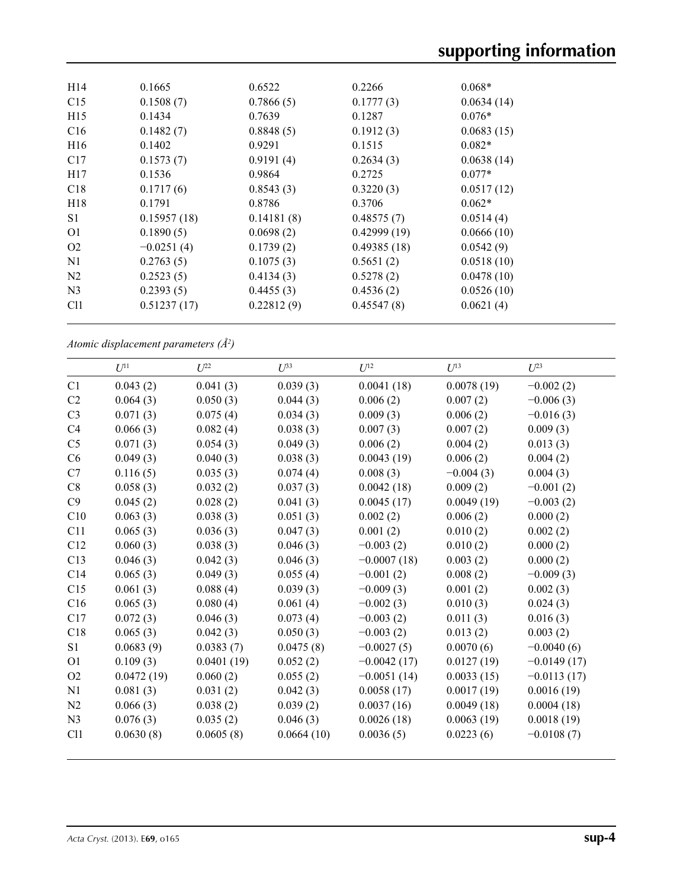| | | | | |
|---|---|---|---|---|
| H14 | 0.1665 | 0.6522 | 0.2266 | 0.068* |
| C15 | 0.1508 (7) | 0.7866 (5) | 0.1777 (3) | 0.0634 (14) |
| H15 | 0.1434 | 0.7639 | 0.1287 | 0.076* |
| C16 | 0.1482 (7) | 0.8848 (5) | 0.1912 (3) | 0.0683 (15) |
| H16 | 0.1402 | 0.9291 | 0.1515 | 0.082* |
| C17 | 0.1573 (7) | 0.9191 (4) | 0.2634 (3) | 0.0638 (14) |
| H17 | 0.1536 | 0.9864 | 0.2725 | 0.077* |
| C18 | 0.1717 (6) | 0.8543 (3) | 0.3220 (3) | 0.0517 (12) |
| H18 | 0.1791 | 0.8786 | 0.3706 | 0.062* |
| S1 | 0.15957 (18) | 0.14181 (8) | 0.48575 (7) | 0.0514 (4) |
| O1 | 0.1890 (5) | 0.0698 (2) | 0.42999 (19) | 0.0666 (10) |
| O2 | −0.0251 (4) | 0.1739 (2) | 0.49385 (18) | 0.0542 (9) |
| N1 | 0.2763 (5) | 0.1075 (3) | 0.5651 (2) | 0.0518 (10) |
| N2 | 0.2523 (5) | 0.4134 (3) | 0.5278 (2) | 0.0478 (10) |
| N3 | 0.2393 (5) | 0.4455 (3) | 0.4536 (2) | 0.0526 (10) |
| Cl1 | 0.51237 (17) | 0.22812 (9) | 0.45547 (8) | 0.0621 (4) |

*Atomic displacement parameters (Å²)*

| | $U^{11}$ | $U^{22}$ | $U^{33}$ | $U^{12}$ | $U^{13}$ | $U^{23}$ |
|---|---|---|---|---|---|---|
| C1 | 0.043 (2) | 0.041 (3) | 0.039 (3) | 0.0041 (18) | 0.0078 (19) | −0.002 (2) |
| C2 | 0.064 (3) | 0.050 (3) | 0.044 (3) | 0.006 (2) | 0.007 (2) | −0.006 (3) |
| C3 | 0.071 (3) | 0.075 (4) | 0.034 (3) | 0.009 (3) | 0.006 (2) | −0.016 (3) |
| C4 | 0.066 (3) | 0.082 (4) | 0.038 (3) | 0.007 (3) | 0.007 (2) | 0.009 (3) |
| C5 | 0.071 (3) | 0.054 (3) | 0.049 (3) | 0.006 (2) | 0.004 (2) | 0.013 (3) |
| C6 | 0.049 (3) | 0.040 (3) | 0.038 (3) | 0.0043 (19) | 0.006 (2) | 0.004 (2) |
| C7 | 0.116 (5) | 0.035 (3) | 0.074 (4) | 0.008 (3) | −0.004 (3) | 0.004 (3) |
| C8 | 0.058 (3) | 0.032 (2) | 0.037 (3) | 0.0042 (18) | 0.009 (2) | −0.001 (2) |
| C9 | 0.045 (2) | 0.028 (2) | 0.041 (3) | 0.0045 (17) | 0.0049 (19) | −0.003 (2) |
| C10 | 0.063 (3) | 0.038 (3) | 0.051 (3) | 0.002 (2) | 0.006 (2) | 0.000 (2) |
| C11 | 0.065 (3) | 0.036 (3) | 0.047 (3) | 0.001 (2) | 0.010 (2) | 0.002 (2) |
| C12 | 0.060 (3) | 0.038 (3) | 0.046 (3) | −0.003 (2) | 0.010 (2) | 0.000 (2) |
| C13 | 0.046 (3) | 0.042 (3) | 0.046 (3) | −0.0007 (18) | 0.003 (2) | 0.000 (2) |
| C14 | 0.065 (3) | 0.049 (3) | 0.055 (4) | −0.001 (2) | 0.008 (2) | −0.009 (3) |
| C15 | 0.061 (3) | 0.088 (4) | 0.039 (3) | −0.009 (3) | 0.001 (2) | 0.002 (3) |
| C16 | 0.065 (3) | 0.080 (4) | 0.061 (4) | −0.002 (3) | 0.010 (3) | 0.024 (3) |
| C17 | 0.072 (3) | 0.046 (3) | 0.073 (4) | −0.003 (2) | 0.011 (3) | 0.016 (3) |
| C18 | 0.065 (3) | 0.042 (3) | 0.050 (3) | −0.003 (2) | 0.013 (2) | 0.003 (2) |
| S1 | 0.0683 (9) | 0.0383 (7) | 0.0475 (8) | −0.0027 (5) | 0.0070 (6) | −0.0040 (6) |
| O1 | 0.109 (3) | 0.0401 (19) | 0.052 (2) | −0.0042 (17) | 0.0127 (19) | −0.0149 (17) |
| O2 | 0.0472 (19) | 0.060 (2) | 0.055 (2) | −0.0051 (14) | 0.0033 (15) | −0.0113 (17) |
| N1 | 0.081 (3) | 0.031 (2) | 0.042 (3) | 0.0058 (17) | 0.0017 (19) | 0.0016 (19) |
| N2 | 0.066 (3) | 0.038 (2) | 0.039 (2) | 0.0037 (16) | 0.0049 (18) | 0.0004 (18) |
| N3 | 0.076 (3) | 0.035 (2) | 0.046 (3) | 0.0026 (18) | 0.0063 (19) | 0.0018 (19) |
| Cl1 | 0.0630 (8) | 0.0605 (8) | 0.0664 (10) | 0.0036 (5) | 0.0223 (6) | −0.0108 (7) |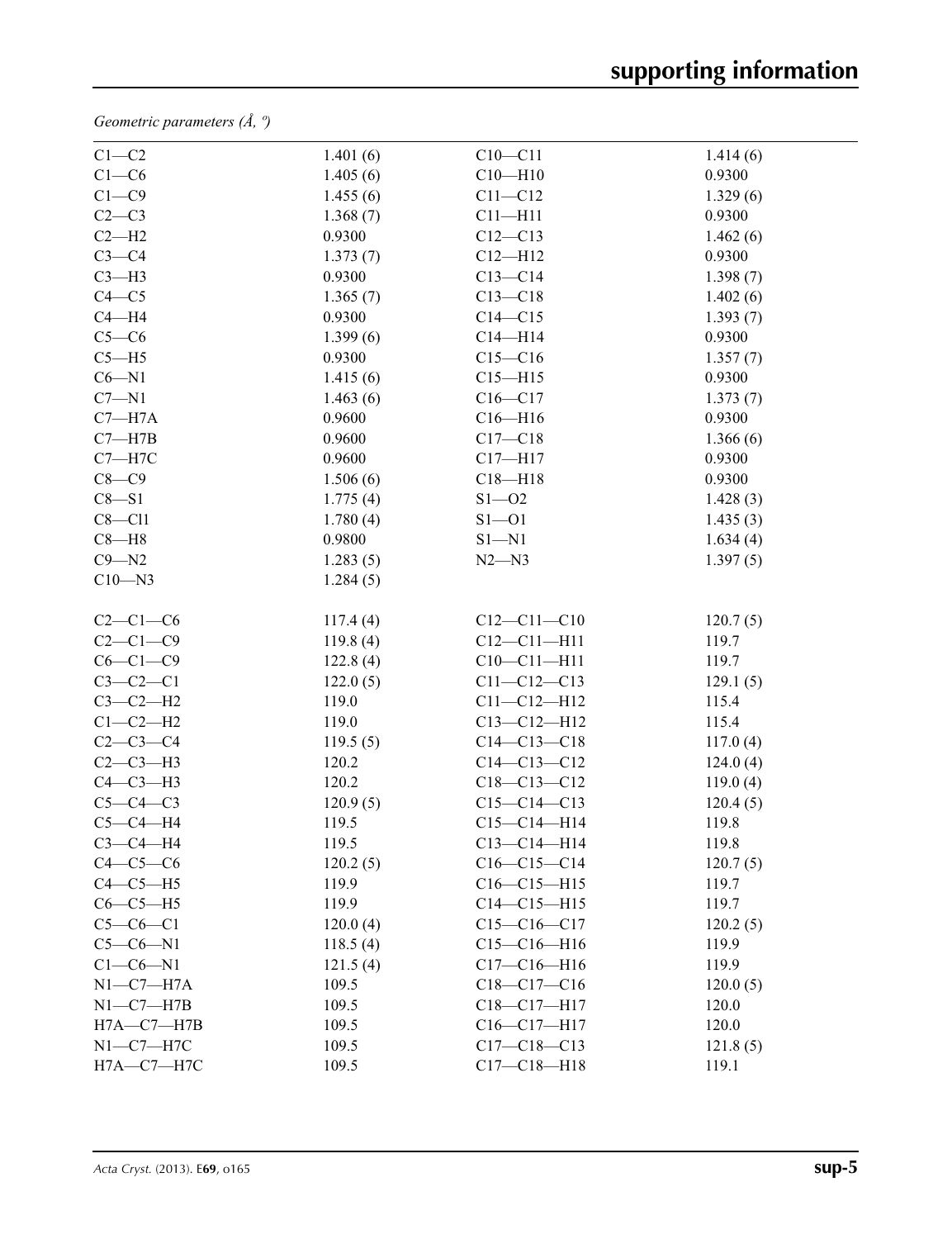*Geometric parameters (Å, º)*

| | | | |
|---|---|---|---|
| C1—C2 | 1.401 (6) | C10—C11 | 1.414 (6) |
| C1—C6 | 1.405 (6) | C10—H10 | 0.9300 |
| C1—C9 | 1.455 (6) | C11—C12 | 1.329 (6) |
| C2—C3 | 1.368 (7) | C11—H11 | 0.9300 |
| C2—H2 | 0.9300 | C12—C13 | 1.462 (6) |
| C3—C4 | 1.373 (7) | C12—H12 | 0.9300 |
| C3—H3 | 0.9300 | C13—C14 | 1.398 (7) |
| C4—C5 | 1.365 (7) | C13—C18 | 1.402 (6) |
| C4—H4 | 0.9300 | C14—C15 | 1.393 (7) |
| C5—C6 | 1.399 (6) | C14—H14 | 0.9300 |
| C5—H5 | 0.9300 | C15—C16 | 1.357 (7) |
| C6—N1 | 1.415 (6) | C15—H15 | 0.9300 |
| C7—N1 | 1.463 (6) | C16—C17 | 1.373 (7) |
| C7—H7A | 0.9600 | C16—H16 | 0.9300 |
| C7—H7B | 0.9600 | C17—C18 | 1.366 (6) |
| C7—H7C | 0.9600 | C17—H17 | 0.9300 |
| C8—C9 | 1.506 (6) | C18—H18 | 0.9300 |
| C8—S1 | 1.775 (4) | S1—O2 | 1.428 (3) |
| C8—Cl1 | 1.780 (4) | S1—O1 | 1.435 (3) |
| C8—H8 | 0.9800 | S1—N1 | 1.634 (4) |
| C9—N2 | 1.283 (5) | N2—N3 | 1.397 (5) |
| C10—N3 | 1.284 (5) | | |
| | | | |
| C2—C1—C6 | 117.4 (4) | C12—C11—C10 | 120.7 (5) |
| C2—C1—C9 | 119.8 (4) | C12—C11—H11 | 119.7 |
| C6—C1—C9 | 122.8 (4) | C10—C11—H11 | 119.7 |
| C3—C2—C1 | 122.0 (5) | C11—C12—C13 | 129.1 (5) |
| C3—C2—H2 | 119.0 | C11—C12—H12 | 115.4 |
| C1—C2—H2 | 119.0 | C13—C12—H12 | 115.4 |
| C2—C3—C4 | 119.5 (5) | C14—C13—C18 | 117.0 (4) |
| C2—C3—H3 | 120.2 | C14—C13—C12 | 124.0 (4) |
| C4—C3—H3 | 120.2 | C18—C13—C12 | 119.0 (4) |
| C5—C4—C3 | 120.9 (5) | C15—C14—C13 | 120.4 (5) |
| C5—C4—H4 | 119.5 | C15—C14—H14 | 119.8 |
| C3—C4—H4 | 119.5 | C13—C14—H14 | 119.8 |
| C4—C5—C6 | 120.2 (5) | C16—C15—C14 | 120.7 (5) |
| C4—C5—H5 | 119.9 | C16—C15—H15 | 119.7 |
| C6—C5—H5 | 119.9 | C14—C15—H15 | 119.7 |
| C5—C6—C1 | 120.0 (4) | C15—C16—C17 | 120.2 (5) |
| C5—C6—N1 | 118.5 (4) | C15—C16—H16 | 119.9 |
| C1—C6—N1 | 121.5 (4) | C17—C16—H16 | 119.9 |
| N1—C7—H7A | 109.5 | C18—C17—C16 | 120.0 (5) |
| N1—C7—H7B | 109.5 | C18—C17—H17 | 120.0 |
| H7A—C7—H7B | 109.5 | C16—C17—H17 | 120.0 |
| N1—C7—H7C | 109.5 | C17—C18—C13 | 121.8 (5) |
| H7A—C7—H7C | 109.5 | C17—C18—H18 | 119.1 |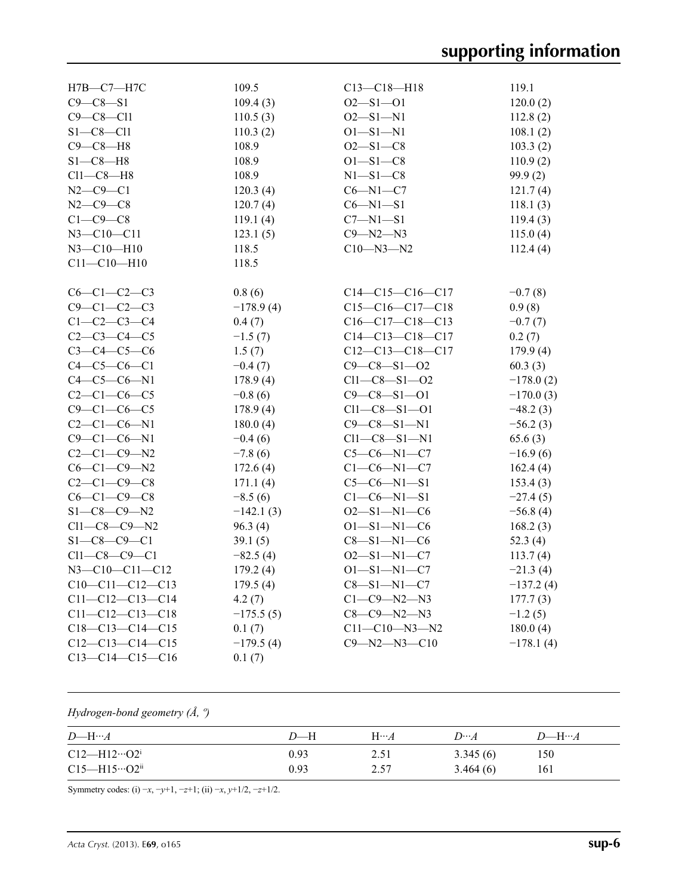| | | | |
|---|---|---|---|
| H7B—C7—H7C | 109.5 | C13—C18—H18 | 119.1 |
| C9—C8—S1 | 109.4 (3) | O2—S1—O1 | 120.0 (2) |
| C9—C8—Cl1 | 110.5 (3) | O2—S1—N1 | 112.8 (2) |
| S1—C8—Cl1 | 110.3 (2) | O1—S1—N1 | 108.1 (2) |
| C9—C8—H8 | 108.9 | O2—S1—C8 | 103.3 (2) |
| S1—C8—H8 | 108.9 | O1—S1—C8 | 110.9 (2) |
| Cl1—C8—H8 | 108.9 | N1—S1—C8 | 99.9 (2) |
| N2—C9—C1 | 120.3 (4) | C6—N1—C7 | 121.7 (4) |
| N2—C9—C8 | 120.7 (4) | C6—N1—S1 | 118.1 (3) |
| C1—C9—C8 | 119.1 (4) | C7—N1—S1 | 119.4 (3) |
| N3—C10—C11 | 123.1 (5) | C9—N2—N3 | 115.0 (4) |
| N3—C10—H10 | 118.5 | C10—N3—N2 | 112.4 (4) |
| C11—C10—H10 | 118.5 | | |

| | | | |
|---|---|---|---|
| C6—C1—C2—C3 | 0.8 (6) | C14—C15—C16—C17 | −0.7 (8) |
| C9—C1—C2—C3 | −178.9 (4) | C15—C16—C17—C18 | 0.9 (8) |
| C1—C2—C3—C4 | 0.4 (7) | C16—C17—C18—C13 | −0.7 (7) |
| C2—C3—C4—C5 | −1.5 (7) | C14—C13—C18—C17 | 0.2 (7) |
| C3—C4—C5—C6 | 1.5 (7) | C12—C13—C18—C17 | 179.9 (4) |
| C4—C5—C6—C1 | −0.4 (7) | C9—C8—S1—O2 | 60.3 (3) |
| C4—C5—C6—N1 | 178.9 (4) | Cl1—C8—S1—O2 | −178.0 (2) |
| C2—C1—C6—C5 | −0.8 (6) | C9—C8—S1—O1 | −170.0 (3) |
| C9—C1—C6—C5 | 178.9 (4) | Cl1—C8—S1—O1 | −48.2 (3) |
| C2—C1—C6—N1 | 180.0 (4) | C9—C8—S1—N1 | −56.2 (3) |
| C9—C1—C6—N1 | −0.4 (6) | Cl1—C8—S1—N1 | 65.6 (3) |
| C2—C1—C9—N2 | −7.8 (6) | C5—C6—N1—C7 | −16.9 (6) |
| C6—C1—C9—N2 | 172.6 (4) | C1—C6—N1—C7 | 162.4 (4) |
| C2—C1—C9—C8 | 171.1 (4) | C5—C6—N1—S1 | 153.4 (3) |
| C6—C1—C9—C8 | −8.5 (6) | C1—C6—N1—S1 | −27.4 (5) |
| S1—C8—C9—N2 | −142.1 (3) | O2—S1—N1—C6 | −56.8 (4) |
| Cl1—C8—C9—N2 | 96.3 (4) | O1—S1—N1—C6 | 168.2 (3) |
| S1—C8—C9—C1 | 39.1 (5) | C8—S1—N1—C6 | 52.3 (4) |
| Cl1—C8—C9—C1 | −82.5 (4) | O2—S1—N1—C7 | 113.7 (4) |
| N3—C10—C11—C12 | 179.2 (4) | O1—S1—N1—C7 | −21.3 (4) |
| C10—C11—C12—C13 | 179.5 (4) | C8—S1—N1—C7 | −137.2 (4) |
| C11—C12—C13—C14 | 4.2 (7) | C1—C9—N2—N3 | 177.7 (3) |
| C11—C12—C13—C18 | −175.5 (5) | C8—C9—N2—N3 | −1.2 (5) |
| C18—C13—C14—C15 | 0.1 (7) | C11—C10—N3—N2 | 180.0 (4) |
| C12—C13—C14—C15 | −179.5 (4) | C9—N2—N3—C10 | −178.1 (4) |
| C13—C14—C15—C16 | 0.1 (7) | | |

*Hydrogen-bond geometry (Å, º)*

| *D*—H···*A* | *D*—H | H···*A* | *D*···*A* | *D*—H···*A* |
|---|---|---|---|---|
| C12—H12···O2[i] | 0.93 | 2.51 | 3.345 (6) | 150 |
| C15—H15···O2[ii] | 0.93 | 2.57 | 3.464 (6) | 161 |

Symmetry codes: (i) −*x*, −*y*+1, −*z*+1; (ii) −*x*, *y*+1/2, −*z*+1/2.